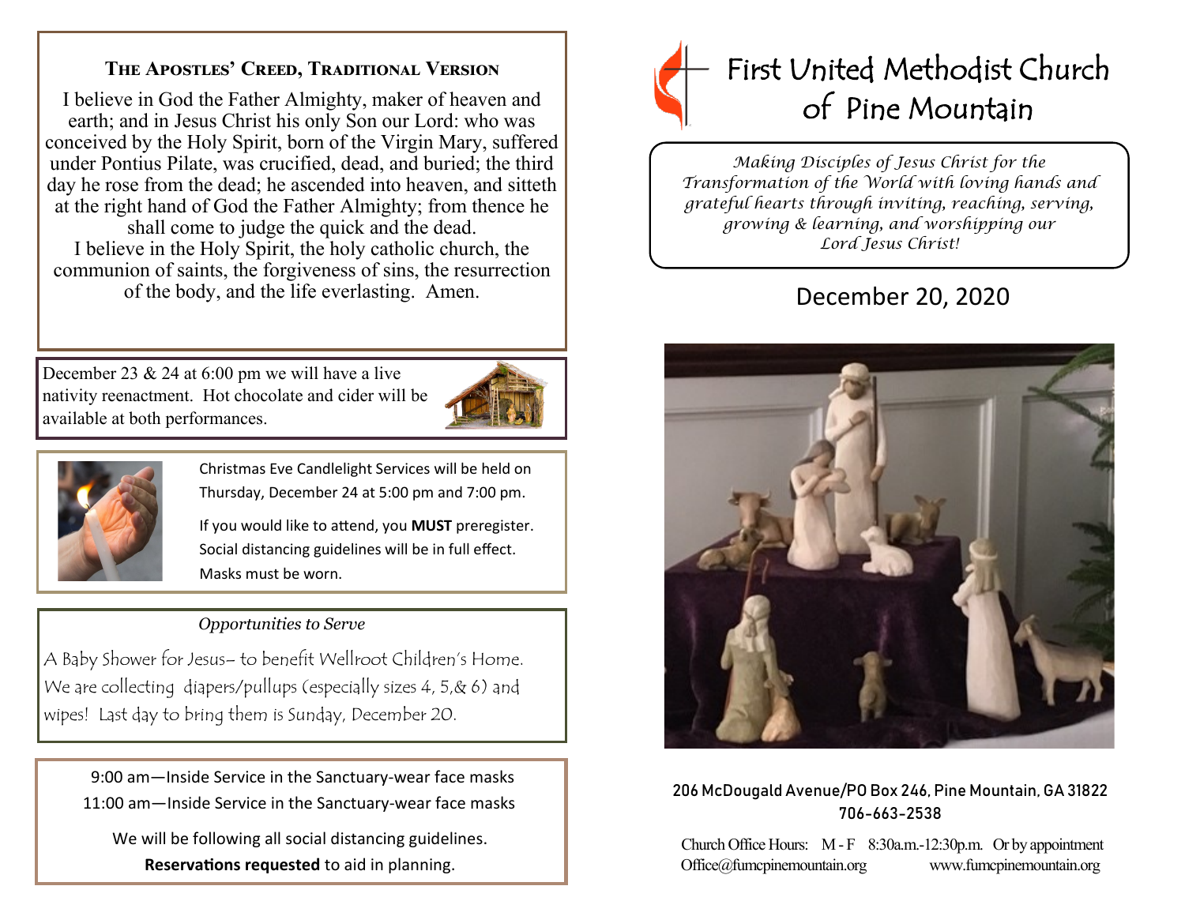## The Apostles' Creed, Traditional Version

I believe in God the Father Almighty, maker of heaven and earth; and in Jesus Christ his only Son our Lord: who was conceived by the Holy Spirit, born of the Virgin Mary, suffered under Pontius Pilate, was crucified, dead, and buried; the third day he rose from the dead; he ascended into heaven, and sitteth at the right hand of God the Father Almighty; from thence he shall come to judge the quick and the dead.
I believe in the Holy Spirit, the holy catholic church, the communion of saints, the forgiveness of sins, the resurrection of the body, and the life everlasting. Amen.

December 23 & 24 at 6:00 pm we will have a live nativity reenactment. Hot chocolate and cider will be available at both performances.

Christmas Eve Candlelight Services will be held on Thursday, December 24 at 5:00 pm and 7:00 pm.

If you would like to attend, you **MUST** preregister. Social distancing guidelines will be in full effect. Masks must be worn.

*Opportunities to Serve*

A Baby Shower for Jesus– to benefit Wellroot Children's Home. We are collecting diapers/pullups (especially sizes 4, 5,& 6) and wipes! Last day to bring them is Sunday, December 20.

9:00 am—Inside Service in the Sanctuary-wear face masks
11:00 am—Inside Service in the Sanctuary-wear face masks

We will be following all social distancing guidelines.
**Reservations requested** to aid in planning.

# First United Methodist Church of Pine Mountain

*Making Disciples of Jesus Christ for the Transformation of the World with loving hands and grateful hearts through inviting, reaching, serving, growing & learning, and worshipping our Lord Jesus Christ!*

## December 20, 2020

206 McDougald Avenue/PO Box 246, Pine Mountain, GA 31822
706-663-2538

Church Office Hours: M - F 8:30a.m.-12:30p.m. Or by appointment
Office@fumcpinemountain.org www.fumcpinemountain.org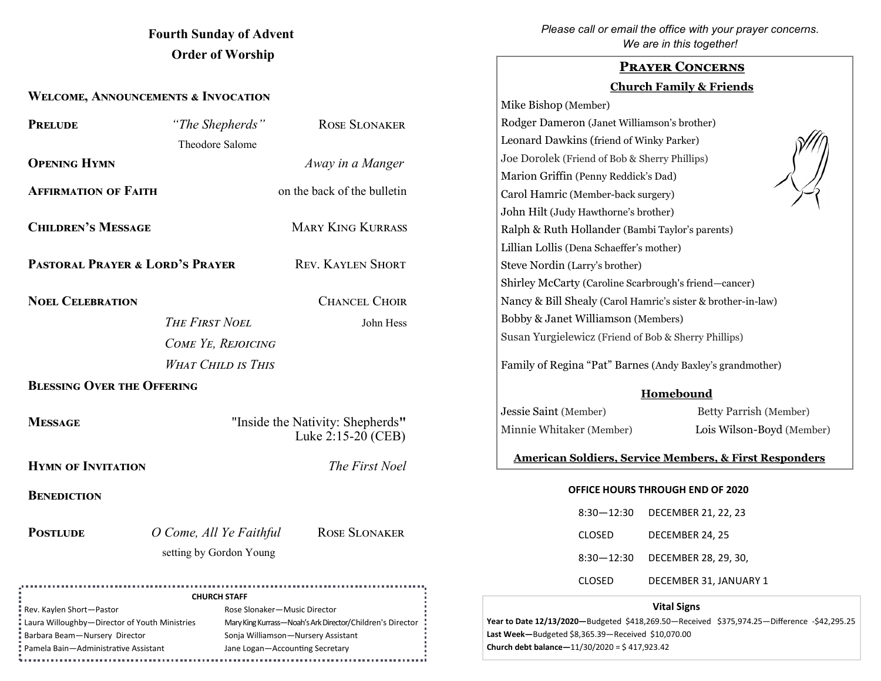## Fourth Sunday of Advent
## Order of Worship

**Welcome, Announcements & Invocation**

**Prelude** *"The Shepherds"* Theodore Salome — Rose Slonaker

**Opening Hymn** — *Away in a Manger*

**Affirmation of Faith** — on the back of the bulletin

**Children's Message** — Mary King Kurrass

**Pastoral Prayer & Lord's Prayer** — Rev. Kaylen Short

**Noel Celebration** — Chancel Choir

*The First Noel* — John Hess
*Come Ye, Rejoicing*
*What Child is This*

**Blessing Over the Offering**

**Message** — "Inside the Nativity: Shepherds" Luke 2:15-20 (CEB)

**Hymn of Invitation** — *The First Noel*

**Benediction**

**Postlude** *O Come, All Ye Faithful* setting by Gordon Young — Rose Slonaker

**CHURCH STAFF**

Rev. Kaylen Short—Pastor
Laura Willoughby—Director of Youth Ministries
Barbara Beam—Nursery Director
Pamela Bain—Administrative Assistant
Rose Slonaker—Music Director
Mary King Kurrass—Noah's Ark Director/Children's Director
Sonja Williamson—Nursery Assistant
Jane Logan—Accounting Secretary

*Please call or email the office with your prayer concerns. We are in this together!*

## Prayer Concerns

### Church Family & Friends

Mike Bishop (Member)
Rodger Dameron (Janet Williamson's brother)
Leonard Dawkins (friend of Winky Parker)
Joe Dorolek (Friend of Bob & Sherry Phillips)
Marion Griffin (Penny Reddick's Dad)
Carol Hamric (Member-back surgery)
John Hilt (Judy Hawthorne's brother)
Ralph & Ruth Hollander (Bambi Taylor's parents)
Lillian Lollis (Dena Schaeffer's mother)
Steve Nordin (Larry's brother)
Shirley McCarty (Caroline Scarbrough's friend—cancer)
Nancy & Bill Shealy (Carol Hamric's sister & brother-in-law)
Bobby & Janet Williamson (Members)
Susan Yurgielewicz (Friend of Bob & Sherry Phillips)

Family of Regina "Pat" Barnes (Andy Baxley's grandmother)

### Homebound

Jessie Saint (Member)
Betty Parrish (Member)
Minnie Whitaker (Member)
Lois Wilson-Boyd (Member)

**American Soldiers, Service Members, & First Responders**

**OFFICE HOURS THROUGH END OF 2020**

| | |
|---|---|
| 8:30—12:30 | DECEMBER 21, 22, 23 |
| CLOSED | DECEMBER 24, 25 |
| 8:30—12:30 | DECEMBER 28, 29, 30, |
| CLOSED | DECEMBER 31, JANUARY 1 |

**Vital Signs**

**Year to Date 12/13/2020—**Budgeted $418,269.50—Received $375,974.25—Difference -$42,295.25
**Last Week—**Budgeted $8,365.39—Received $10,070.00
**Church debt balance—**11/30/2020 = $ 417,923.42